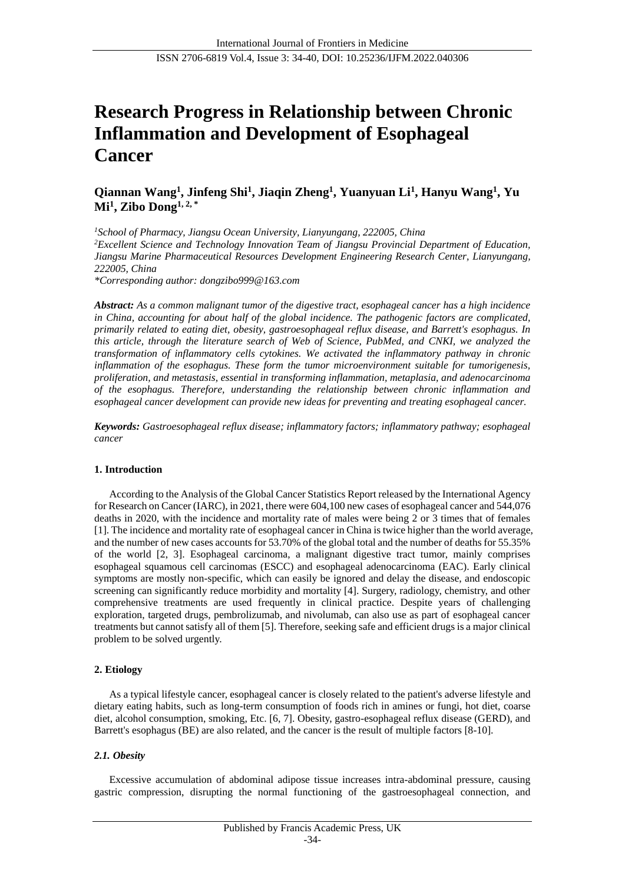# Research Progress in Relationship between Chronic Inflammation and Development of Esophageal Cancer

**Qiannan Wang[1], Jinfeng Shi[1], Jiaqin Zheng[1], Yuanyuan Li[1], Hanyu Wang[1], Yu Mi[1], Zibo Dong[1, 2, *]**

*[1]School of Pharmacy, Jiangsu Ocean University, Lianyungang, 222005, China*
*[2]Excellent Science and Technology Innovation Team of Jiangsu Provincial Department of Education, Jiangsu Marine Pharmaceutical Resources Development Engineering Research Center, Lianyungang, 222005, China*
*\*Corresponding author: dongzibo999@163.com*

***Abstract:*** *As a common malignant tumor of the digestive tract, esophageal cancer has a high incidence in China, accounting for about half of the global incidence. The pathogenic factors are complicated, primarily related to eating diet, obesity, gastroesophageal reflux disease, and Barrett's esophagus. In this article, through the literature search of Web of Science, PubMed, and CNKI, we analyzed the transformation of inflammatory cells cytokines. We activated the inflammatory pathway in chronic inflammation of the esophagus. These form the tumor microenvironment suitable for tumorigenesis, proliferation, and metastasis, essential in transforming inflammation, metaplasia, and adenocarcinoma of the esophagus. Therefore, understanding the relationship between chronic inflammation and esophageal cancer development can provide new ideas for preventing and treating esophageal cancer.*

***Keywords:*** *Gastroesophageal reflux disease; inflammatory factors; inflammatory pathway; esophageal cancer*

## 1. Introduction

According to the Analysis of the Global Cancer Statistics Report released by the International Agency for Research on Cancer (IARC), in 2021, there were 604,100 new cases of esophageal cancer and 544,076 deaths in 2020, with the incidence and mortality rate of males were being 2 or 3 times that of females [1]. The incidence and mortality rate of esophageal cancer in China is twice higher than the world average, and the number of new cases accounts for 53.70% of the global total and the number of deaths for 55.35% of the world [2, 3]. Esophageal carcinoma, a malignant digestive tract tumor, mainly comprises esophageal squamous cell carcinomas (ESCC) and esophageal adenocarcinoma (EAC). Early clinical symptoms are mostly non-specific, which can easily be ignored and delay the disease, and endoscopic screening can significantly reduce morbidity and mortality [4]. Surgery, radiology, chemistry, and other comprehensive treatments are used frequently in clinical practice. Despite years of challenging exploration, targeted drugs, pembrolizumab, and nivolumab, can also use as part of esophageal cancer treatments but cannot satisfy all of them [5]. Therefore, seeking safe and efficient drugs is a major clinical problem to be solved urgently.

## 2. Etiology

As a typical lifestyle cancer, esophageal cancer is closely related to the patient's adverse lifestyle and dietary eating habits, such as long-term consumption of foods rich in amines or fungi, hot diet, coarse diet, alcohol consumption, smoking, Etc. [6, 7]. Obesity, gastro-esophageal reflux disease (GERD), and Barrett's esophagus (BE) are also related, and the cancer is the result of multiple factors [8-10].

### *2.1. Obesity*

Excessive accumulation of abdominal adipose tissue increases intra-abdominal pressure, causing gastric compression, disrupting the normal functioning of the gastroesophageal connection, and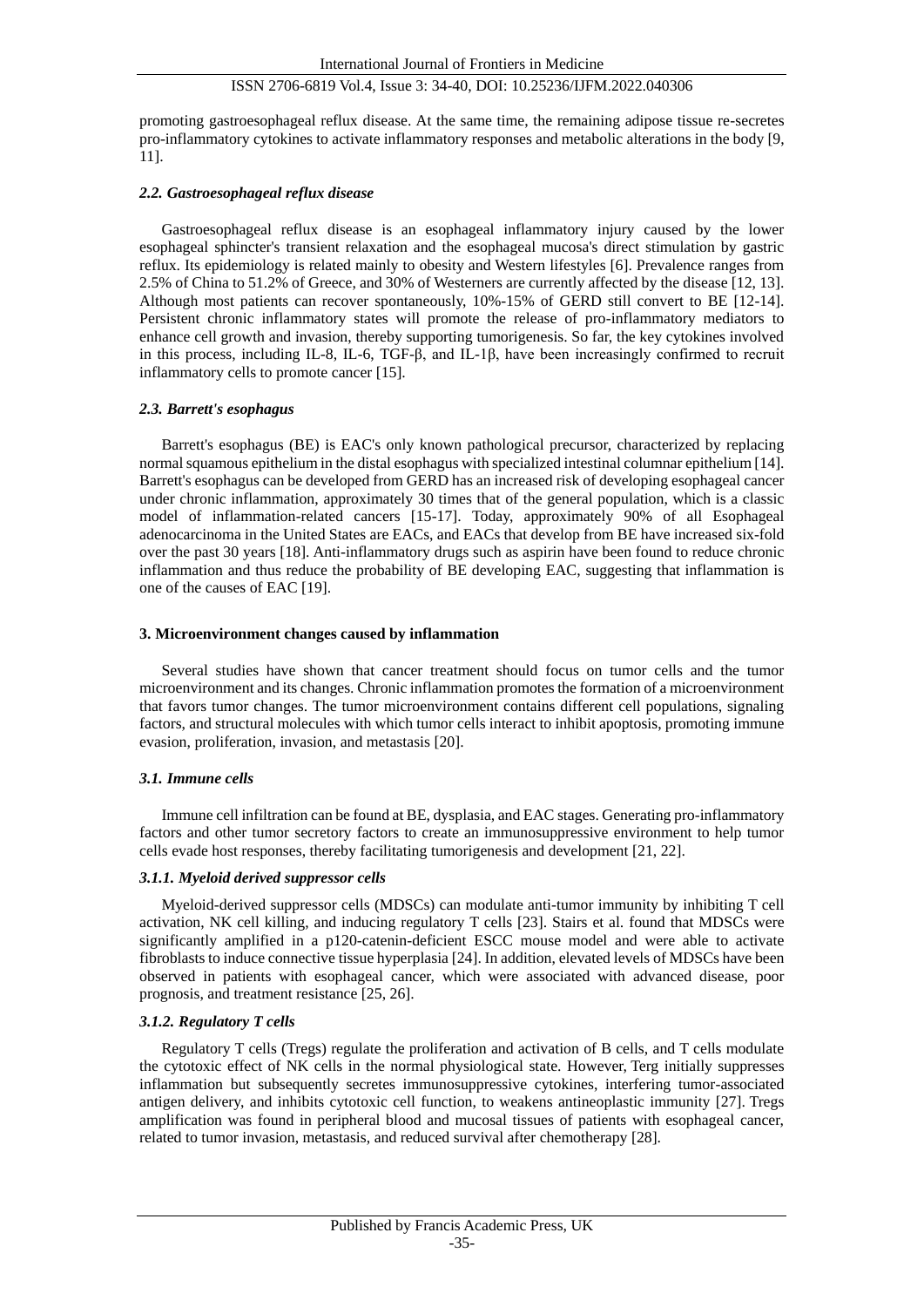promoting gastroesophageal reflux disease. At the same time, the remaining adipose tissue re-secretes pro-inflammatory cytokines to activate inflammatory responses and metabolic alterations in the body [9, 11].

### *2.2. Gastroesophageal reflux disease*

Gastroesophageal reflux disease is an esophageal inflammatory injury caused by the lower esophageal sphincter's transient relaxation and the esophageal mucosa's direct stimulation by gastric reflux. Its epidemiology is related mainly to obesity and Western lifestyles [6]. Prevalence ranges from 2.5% of China to 51.2% of Greece, and 30% of Westerners are currently affected by the disease [12, 13]. Although most patients can recover spontaneously, 10%-15% of GERD still convert to BE [12-14]. Persistent chronic inflammatory states will promote the release of pro-inflammatory mediators to enhance cell growth and invasion, thereby supporting tumorigenesis. So far, the key cytokines involved in this process, including IL-8, IL-6, TGF-β, and IL-1β, have been increasingly confirmed to recruit inflammatory cells to promote cancer [15].

### *2.3. Barrett's esophagus*

Barrett's esophagus (BE) is EAC's only known pathological precursor, characterized by replacing normal squamous epithelium in the distal esophagus with specialized intestinal columnar epithelium [14]. Barrett's esophagus can be developed from GERD has an increased risk of developing esophageal cancer under chronic inflammation, approximately 30 times that of the general population, which is a classic model of inflammation-related cancers [15-17]. Today, approximately 90% of all Esophageal adenocarcinoma in the United States are EACs, and EACs that develop from BE have increased six-fold over the past 30 years [18]. Anti-inflammatory drugs such as aspirin have been found to reduce chronic inflammation and thus reduce the probability of BE developing EAC, suggesting that inflammation is one of the causes of EAC [19].

## **3. Microenvironment changes caused by inflammation**

Several studies have shown that cancer treatment should focus on tumor cells and the tumor microenvironment and its changes. Chronic inflammation promotes the formation of a microenvironment that favors tumor changes. The tumor microenvironment contains different cell populations, signaling factors, and structural molecules with which tumor cells interact to inhibit apoptosis, promoting immune evasion, proliferation, invasion, and metastasis [20].

### *3.1. Immune cells*

Immune cell infiltration can be found at BE, dysplasia, and EAC stages. Generating pro-inflammatory factors and other tumor secretory factors to create an immunosuppressive environment to help tumor cells evade host responses, thereby facilitating tumorigenesis and development [21, 22].

#### *3.1.1. Myeloid derived suppressor cells*

Myeloid-derived suppressor cells (MDSCs) can modulate anti-tumor immunity by inhibiting T cell activation, NK cell killing, and inducing regulatory T cells [23]. Stairs et al. found that MDSCs were significantly amplified in a p120-catenin-deficient ESCC mouse model and were able to activate fibroblasts to induce connective tissue hyperplasia [24]. In addition, elevated levels of MDSCs have been observed in patients with esophageal cancer, which were associated with advanced disease, poor prognosis, and treatment resistance [25, 26].

#### *3.1.2. Regulatory T cells*

Regulatory T cells (Tregs) regulate the proliferation and activation of B cells, and T cells modulate the cytotoxic effect of NK cells in the normal physiological state. However, Terg initially suppresses inflammation but subsequently secretes immunosuppressive cytokines, interfering tumor-associated antigen delivery, and inhibits cytotoxic cell function, to weakens antineoplastic immunity [27]. Tregs amplification was found in peripheral blood and mucosal tissues of patients with esophageal cancer, related to tumor invasion, metastasis, and reduced survival after chemotherapy [28].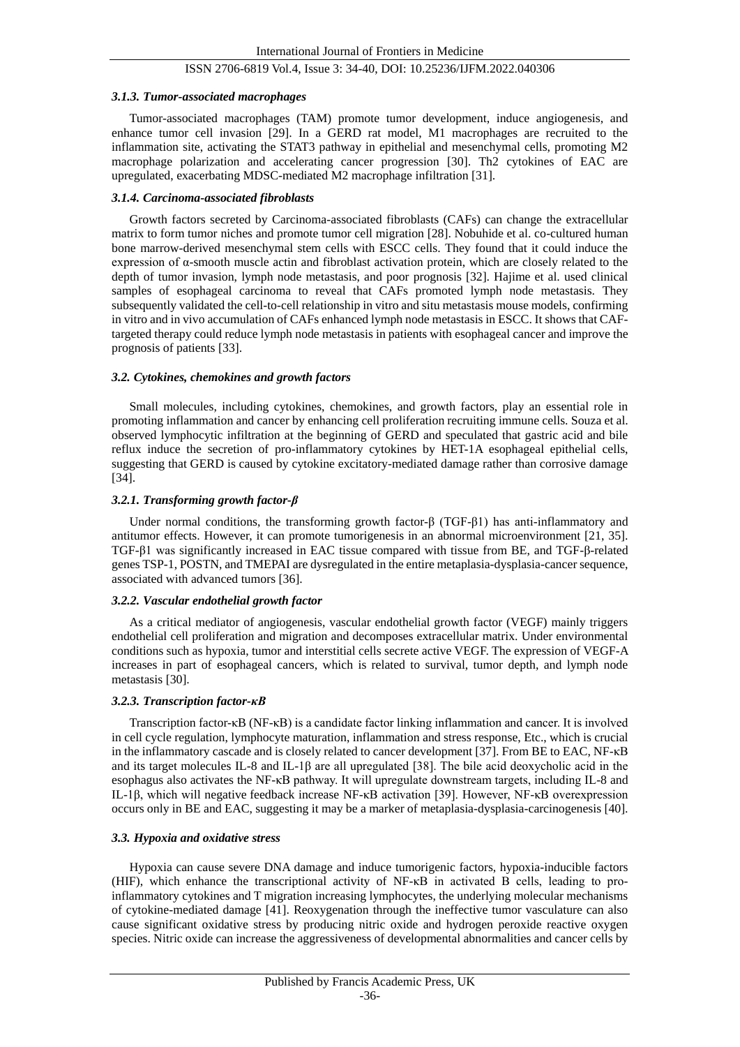#### *3.1.3. Tumor-associated macrophages*

Tumor-associated macrophages (TAM) promote tumor development, induce angiogenesis, and enhance tumor cell invasion [29]. In a GERD rat model, M1 macrophages are recruited to the inflammation site, activating the STAT3 pathway in epithelial and mesenchymal cells, promoting M2 macrophage polarization and accelerating cancer progression [30]. Th2 cytokines of EAC are upregulated, exacerbating MDSC-mediated M2 macrophage infiltration [31].

#### *3.1.4. Carcinoma-associated fibroblasts*

Growth factors secreted by Carcinoma-associated fibroblasts (CAFs) can change the extracellular matrix to form tumor niches and promote tumor cell migration [28]. Nobuhide et al. co-cultured human bone marrow-derived mesenchymal stem cells with ESCC cells. They found that it could induce the expression of α-smooth muscle actin and fibroblast activation protein, which are closely related to the depth of tumor invasion, lymph node metastasis, and poor prognosis [32]. Hajime et al. used clinical samples of esophageal carcinoma to reveal that CAFs promoted lymph node metastasis. They subsequently validated the cell-to-cell relationship in vitro and situ metastasis mouse models, confirming in vitro and in vivo accumulation of CAFs enhanced lymph node metastasis in ESCC. It shows that CAF-targeted therapy could reduce lymph node metastasis in patients with esophageal cancer and improve the prognosis of patients [33].

### *3.2. Cytokines, chemokines and growth factors*

Small molecules, including cytokines, chemokines, and growth factors, play an essential role in promoting inflammation and cancer by enhancing cell proliferation recruiting immune cells. Souza et al. observed lymphocytic infiltration at the beginning of GERD and speculated that gastric acid and bile reflux induce the secretion of pro-inflammatory cytokines by HET-1A esophageal epithelial cells, suggesting that GERD is caused by cytokine excitatory-mediated damage rather than corrosive damage [34].

#### *3.2.1. Transforming growth factor-β*

Under normal conditions, the transforming growth factor-β (TGF-β1) has anti-inflammatory and antitumor effects. However, it can promote tumorigenesis in an abnormal microenvironment [21, 35]. TGF-β1 was significantly increased in EAC tissue compared with tissue from BE, and TGF-β-related genes TSP-1, POSTN, and TMEPAI are dysregulated in the entire metaplasia-dysplasia-cancer sequence, associated with advanced tumors [36].

#### *3.2.2. Vascular endothelial growth factor*

As a critical mediator of angiogenesis, vascular endothelial growth factor (VEGF) mainly triggers endothelial cell proliferation and migration and decomposes extracellular matrix. Under environmental conditions such as hypoxia, tumor and interstitial cells secrete active VEGF. The expression of VEGF-A increases in part of esophageal cancers, which is related to survival, tumor depth, and lymph node metastasis [30].

#### *3.2.3. Transcription factor-κB*

Transcription factor-κB (NF-κB) is a candidate factor linking inflammation and cancer. It is involved in cell cycle regulation, lymphocyte maturation, inflammation and stress response, Etc., which is crucial in the inflammatory cascade and is closely related to cancer development [37]. From BE to EAC, NF-κB and its target molecules IL-8 and IL-1β are all upregulated [38]. The bile acid deoxycholic acid in the esophagus also activates the NF-κB pathway. It will upregulate downstream targets, including IL-8 and IL-1β, which will negative feedback increase NF-κB activation [39]. However, NF-κB overexpression occurs only in BE and EAC, suggesting it may be a marker of metaplasia-dysplasia-carcinogenesis [40].

### *3.3. Hypoxia and oxidative stress*

Hypoxia can cause severe DNA damage and induce tumorigenic factors, hypoxia-inducible factors (HIF), which enhance the transcriptional activity of NF-κB in activated B cells, leading to pro-inflammatory cytokines and T migration increasing lymphocytes, the underlying molecular mechanisms of cytokine-mediated damage [41]. Reoxygenation through the ineffective tumor vasculature can also cause significant oxidative stress by producing nitric oxide and hydrogen peroxide reactive oxygen species. Nitric oxide can increase the aggressiveness of developmental abnormalities and cancer cells by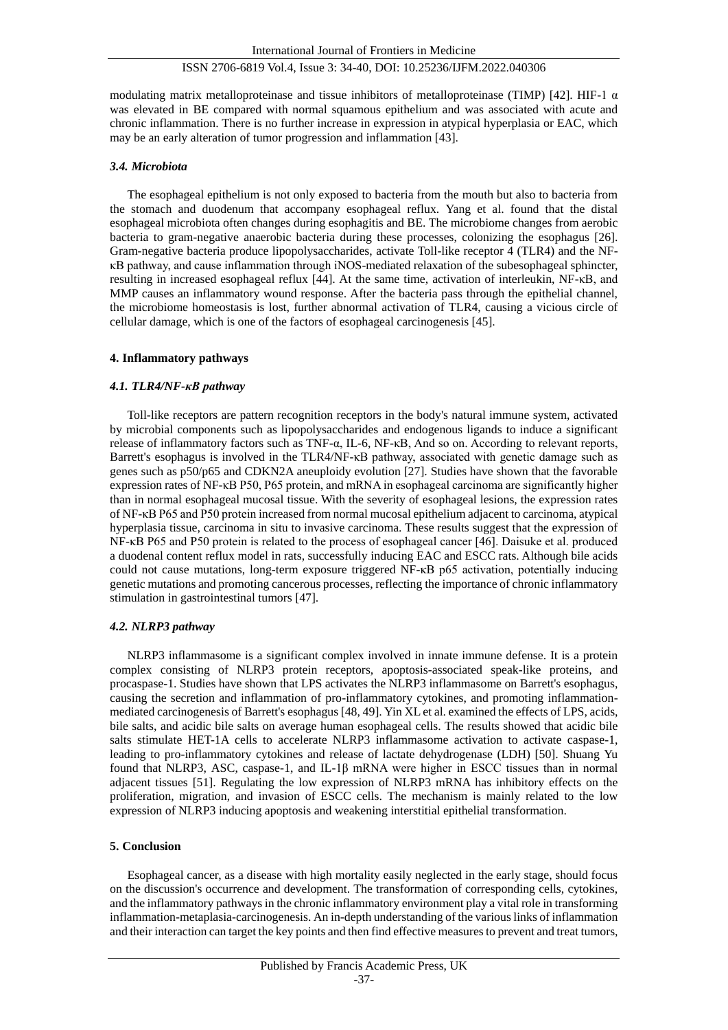modulating matrix metalloproteinase and tissue inhibitors of metalloproteinase (TIMP) [42]. HIF-1 α was elevated in BE compared with normal squamous epithelium and was associated with acute and chronic inflammation. There is no further increase in expression in atypical hyperplasia or EAC, which may be an early alteration of tumor progression and inflammation [43].

### *3.4. Microbiota*

The esophageal epithelium is not only exposed to bacteria from the mouth but also to bacteria from the stomach and duodenum that accompany esophageal reflux. Yang et al. found that the distal esophageal microbiota often changes during esophagitis and BE. The microbiome changes from aerobic bacteria to gram-negative anaerobic bacteria during these processes, colonizing the esophagus [26]. Gram-negative bacteria produce lipopolysaccharides, activate Toll-like receptor 4 (TLR4) and the NF-κB pathway, and cause inflammation through iNOS-mediated relaxation of the subesophageal sphincter, resulting in increased esophageal reflux [44]. At the same time, activation of interleukin, NF-κB, and MMP causes an inflammatory wound response. After the bacteria pass through the epithelial channel, the microbiome homeostasis is lost, further abnormal activation of TLR4, causing a vicious circle of cellular damage, which is one of the factors of esophageal carcinogenesis [45].

## **4. Inflammatory pathways**

### *4.1. TLR4/NF-κB pathway*

Toll-like receptors are pattern recognition receptors in the body's natural immune system, activated by microbial components such as lipopolysaccharides and endogenous ligands to induce a significant release of inflammatory factors such as TNF-α, IL-6, NF-κB, And so on. According to relevant reports, Barrett's esophagus is involved in the TLR4/NF-κB pathway, associated with genetic damage such as genes such as p50/p65 and CDKN2A aneuploidy evolution [27]. Studies have shown that the favorable expression rates of NF-κB P50, P65 protein, and mRNA in esophageal carcinoma are significantly higher than in normal esophageal mucosal tissue. With the severity of esophageal lesions, the expression rates of NF-κB P65 and P50 protein increased from normal mucosal epithelium adjacent to carcinoma, atypical hyperplasia tissue, carcinoma in situ to invasive carcinoma. These results suggest that the expression of NF-κB P65 and P50 protein is related to the process of esophageal cancer [46]. Daisuke et al. produced a duodenal content reflux model in rats, successfully inducing EAC and ESCC rats. Although bile acids could not cause mutations, long-term exposure triggered NF-κB p65 activation, potentially inducing genetic mutations and promoting cancerous processes, reflecting the importance of chronic inflammatory stimulation in gastrointestinal tumors [47].

### *4.2. NLRP3 pathway*

NLRP3 inflammasome is a significant complex involved in innate immune defense. It is a protein complex consisting of NLRP3 protein receptors, apoptosis-associated speak-like proteins, and procaspase-1. Studies have shown that LPS activates the NLRP3 inflammasome on Barrett's esophagus, causing the secretion and inflammation of pro-inflammatory cytokines, and promoting inflammation-mediated carcinogenesis of Barrett's esophagus [48, 49]. Yin XL et al. examined the effects of LPS, acids, bile salts, and acidic bile salts on average human esophageal cells. The results showed that acidic bile salts stimulate HET-1A cells to accelerate NLRP3 inflammasome activation to activate caspase-1, leading to pro-inflammatory cytokines and release of lactate dehydrogenase (LDH) [50]. Shuang Yu found that NLRP3, ASC, caspase-1, and IL-1β mRNA were higher in ESCC tissues than in normal adjacent tissues [51]. Regulating the low expression of NLRP3 mRNA has inhibitory effects on the proliferation, migration, and invasion of ESCC cells. The mechanism is mainly related to the low expression of NLRP3 inducing apoptosis and weakening interstitial epithelial transformation.

## **5. Conclusion**

Esophageal cancer, as a disease with high mortality easily neglected in the early stage, should focus on the discussion's occurrence and development. The transformation of corresponding cells, cytokines, and the inflammatory pathways in the chronic inflammatory environment play a vital role in transforming inflammation-metaplasia-carcinogenesis. An in-depth understanding of the various links of inflammation and their interaction can target the key points and then find effective measures to prevent and treat tumors,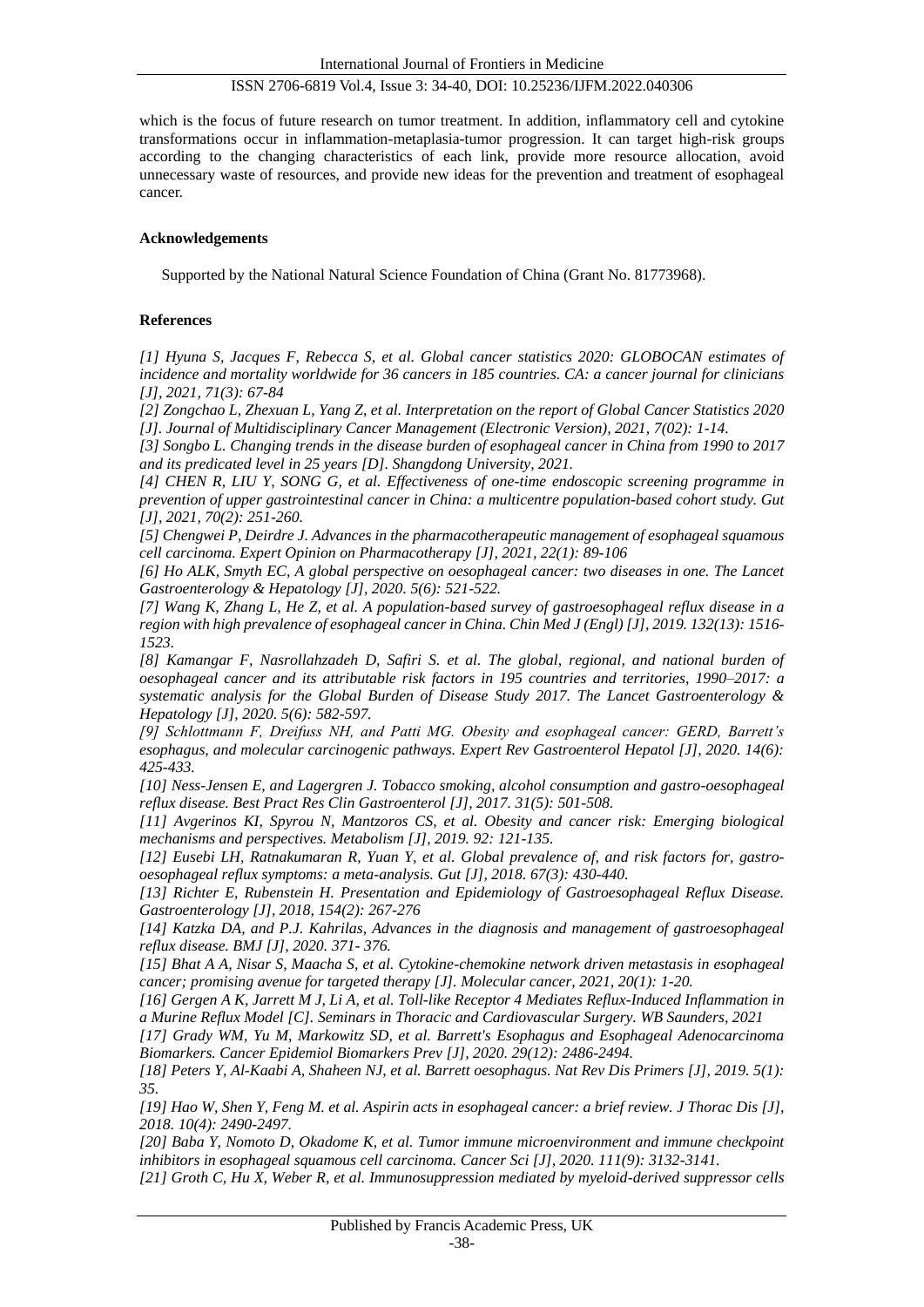which is the focus of future research on tumor treatment. In addition, inflammatory cell and cytokine transformations occur in inflammation-metaplasia-tumor progression. It can target high-risk groups according to the changing characteristics of each link, provide more resource allocation, avoid unnecessary waste of resources, and provide new ideas for the prevention and treatment of esophageal cancer.

## Acknowledgements

Supported by the National Natural Science Foundation of China (Grant No. 81773968).

## References

*[1] Hyuna S, Jacques F, Rebecca S, et al. Global cancer statistics 2020: GLOBOCAN estimates of incidence and mortality worldwide for 36 cancers in 185 countries. CA: a cancer journal for clinicians [J], 2021, 71(3): 67-84*

*[2] Zongchao L, Zhexuan L, Yang Z, et al. Interpretation on the report of Global Cancer Statistics 2020 [J]. Journal of Multidisciplinary Cancer Management (Electronic Version), 2021, 7(02): 1-14.*

*[3] Songbo L. Changing trends in the disease burden of esophageal cancer in China from 1990 to 2017 and its predicated level in 25 years [D]. Shangdong University, 2021.*

*[4] CHEN R, LIU Y, SONG G, et al. Effectiveness of one-time endoscopic screening programme in prevention of upper gastrointestinal cancer in China: a multicentre population-based cohort study. Gut [J], 2021, 70(2): 251-260.*

*[5] Chengwei P, Deirdre J. Advances in the pharmacotherapeutic management of esophageal squamous cell carcinoma. Expert Opinion on Pharmacotherapy [J], 2021, 22(1): 89-106*

*[6] Ho ALK, Smyth EC, A global perspective on oesophageal cancer: two diseases in one. The Lancet Gastroenterology & Hepatology [J], 2020. 5(6): 521-522.*

*[7] Wang K, Zhang L, He Z, et al. A population-based survey of gastroesophageal reflux disease in a region with high prevalence of esophageal cancer in China. Chin Med J (Engl) [J], 2019. 132(13): 1516-1523.*

*[8] Kamangar F, Nasrollahzadeh D, Safiri S. et al. The global, regional, and national burden of oesophageal cancer and its attributable risk factors in 195 countries and territories, 1990–2017: a systematic analysis for the Global Burden of Disease Study 2017. The Lancet Gastroenterology & Hepatology [J], 2020. 5(6): 582-597.*

*[9] Schlottmann F, Dreifuss NH, and Patti MG. Obesity and esophageal cancer: GERD, Barrett's esophagus, and molecular carcinogenic pathways. Expert Rev Gastroenterol Hepatol [J], 2020. 14(6): 425-433.*

*[10] Ness-Jensen E, and Lagergren J. Tobacco smoking, alcohol consumption and gastro-oesophageal reflux disease. Best Pract Res Clin Gastroenterol [J], 2017. 31(5): 501-508.*

*[11] Avgerinos KI, Spyrou N, Mantzoros CS, et al. Obesity and cancer risk: Emerging biological mechanisms and perspectives. Metabolism [J], 2019. 92: 121-135.*

*[12] Eusebi LH, Ratnakumaran R, Yuan Y, et al. Global prevalence of, and risk factors for, gastro-oesophageal reflux symptoms: a meta-analysis. Gut [J], 2018. 67(3): 430-440.*

*[13] Richter E, Rubenstein H. Presentation and Epidemiology of Gastroesophageal Reflux Disease. Gastroenterology [J], 2018, 154(2): 267-276*

*[14] Katzka DA, and P.J. Kahrilas, Advances in the diagnosis and management of gastroesophageal reflux disease. BMJ [J], 2020. 371- 376.*

*[15] Bhat A A, Nisar S, Maacha S, et al. Cytokine-chemokine network driven metastasis in esophageal cancer; promising avenue for targeted therapy [J]. Molecular cancer, 2021, 20(1): 1-20.*

*[16] Gergen A K, Jarrett M J, Li A, et al. Toll-like Receptor 4 Mediates Reflux-Induced Inflammation in a Murine Reflux Model [C]. Seminars in Thoracic and Cardiovascular Surgery. WB Saunders, 2021*

*[17] Grady WM, Yu M, Markowitz SD, et al. Barrett's Esophagus and Esophageal Adenocarcinoma Biomarkers. Cancer Epidemiol Biomarkers Prev [J], 2020. 29(12): 2486-2494.*

*[18] Peters Y, Al-Kaabi A, Shaheen NJ, et al. Barrett oesophagus. Nat Rev Dis Primers [J], 2019. 5(1): 35.*

*[19] Hao W, Shen Y, Feng M. et al. Aspirin acts in esophageal cancer: a brief review. J Thorac Dis [J], 2018. 10(4): 2490-2497.*

*[20] Baba Y, Nomoto D, Okadome K, et al. Tumor immune microenvironment and immune checkpoint inhibitors in esophageal squamous cell carcinoma. Cancer Sci [J], 2020. 111(9): 3132-3141.*

*[21] Groth C, Hu X, Weber R, et al. Immunosuppression mediated by myeloid-derived suppressor cells*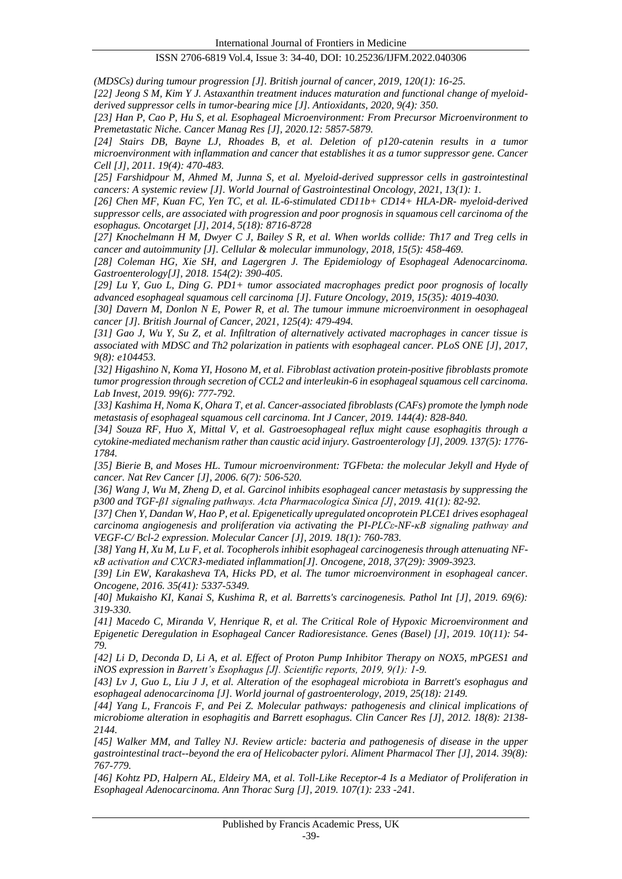*(MDSCs) during tumour progression [J]. British journal of cancer, 2019, 120(1): 16-25.*

*[22] Jeong S M, Kim Y J. Astaxanthin treatment induces maturation and functional change of myeloid-derived suppressor cells in tumor-bearing mice [J]. Antioxidants, 2020, 9(4): 350.*

*[23] Han P, Cao P, Hu S, et al. Esophageal Microenvironment: From Precursor Microenvironment to Premetastatic Niche. Cancer Manag Res [J], 2020.12: 5857-5879.*

*[24] Stairs DB, Bayne LJ, Rhoades B, et al. Deletion of p120-catenin results in a tumor microenvironment with inflammation and cancer that establishes it as a tumor suppressor gene. Cancer Cell [J], 2011. 19(4): 470-483.*

*[25] Farshidpour M, Ahmed M, Junna S, et al. Myeloid-derived suppressor cells in gastrointestinal cancers: A systemic review [J]. World Journal of Gastrointestinal Oncology, 2021, 13(1): 1.*

*[26] Chen MF, Kuan FC, Yen TC, et al. IL-6-stimulated CD11b+ CD14+ HLA-DR- myeloid-derived suppressor cells, are associated with progression and poor prognosis in squamous cell carcinoma of the esophagus. Oncotarget [J], 2014, 5(18): 8716-8728*

*[27] Knochelmann H M, Dwyer C J, Bailey S R, et al. When worlds collide: Th17 and Treg cells in cancer and autoimmunity [J]. Cellular & molecular immunology, 2018, 15(5): 458-469.*

*[28] Coleman HG, Xie SH, and Lagergren J. The Epidemiology of Esophageal Adenocarcinoma. Gastroenterology[J], 2018. 154(2): 390-405.*

*[29] Lu Y, Guo L, Ding G. PD1+ tumor associated macrophages predict poor prognosis of locally advanced esophageal squamous cell carcinoma [J]. Future Oncology, 2019, 15(35): 4019-4030.*

*[30] Davern M, Donlon N E, Power R, et al. The tumour immune microenvironment in oesophageal cancer [J]. British Journal of Cancer, 2021, 125(4): 479-494.*

*[31] Gao J, Wu Y, Su Z, et al. Infiltration of alternatively activated macrophages in cancer tissue is associated with MDSC and Th2 polarization in patients with esophageal cancer. PLoS ONE [J], 2017, 9(8): e104453.*

*[32] Higashino N, Koma YI, Hosono M, et al. Fibroblast activation protein-positive fibroblasts promote tumor progression through secretion of CCL2 and interleukin-6 in esophageal squamous cell carcinoma. Lab Invest, 2019. 99(6): 777-792.*

*[33] Kashima H, Noma K, Ohara T, et al. Cancer-associated fibroblasts (CAFs) promote the lymph node metastasis of esophageal squamous cell carcinoma. Int J Cancer, 2019. 144(4): 828-840.*

*[34] Souza RF, Huo X, Mittal V, et al. Gastroesophageal reflux might cause esophagitis through a cytokine-mediated mechanism rather than caustic acid injury. Gastroenterology [J], 2009. 137(5): 1776-1784.*

*[35] Bierie B, and Moses HL. Tumour microenvironment: TGFbeta: the molecular Jekyll and Hyde of cancer. Nat Rev Cancer [J], 2006. 6(7): 506-520.*

*[36] Wang J, Wu M, Zheng D, et al. Garcinol inhibits esophageal cancer metastasis by suppressing the p300 and TGF-β1 signaling pathways. Acta Pharmacologica Sinica [J], 2019. 41(1): 82-92.*

*[37] Chen Y, Dandan W, Hao P, et al. Epigenetically upregulated oncoprotein PLCE1 drives esophageal carcinoma angiogenesis and proliferation via activating the PI-PLCε-NF-κB signaling pathway and VEGF-C/ Bcl-2 expression. Molecular Cancer [J], 2019. 18(1): 760-783.*

*[38] Yang H, Xu M, Lu F, et al. Tocopherols inhibit esophageal carcinogenesis through attenuating NF-κB activation and CXCR3-mediated inflammation[J]. Oncogene, 2018, 37(29): 3909-3923.*

*[39] Lin EW, Karakasheva TA, Hicks PD, et al. The tumor microenvironment in esophageal cancer. Oncogene, 2016. 35(41): 5337-5349.*

*[40] Mukaisho KI, Kanai S, Kushima R, et al. Barretts's carcinogenesis. Pathol Int [J], 2019. 69(6): 319-330.*

*[41] Macedo C, Miranda V, Henrique R, et al. The Critical Role of Hypoxic Microenvironment and Epigenetic Deregulation in Esophageal Cancer Radioresistance. Genes (Basel) [J], 2019. 10(11): 54-79.*

*[42] Li D, Deconda D, Li A, et al. Effect of Proton Pump Inhibitor Therapy on NOX5, mPGES1 and iNOS expression in Barrett's Esophagus [J]. Scientific reports, 2019, 9(1): 1-9.*

*[43] Lv J, Guo L, Liu J J, et al. Alteration of the esophageal microbiota in Barrett's esophagus and esophageal adenocarcinoma [J]. World journal of gastroenterology, 2019, 25(18): 2149.*

*[44] Yang L, Francois F, and Pei Z. Molecular pathways: pathogenesis and clinical implications of microbiome alteration in esophagitis and Barrett esophagus. Clin Cancer Res [J], 2012. 18(8): 2138-2144.*

*[45] Walker MM, and Talley NJ. Review article: bacteria and pathogenesis of disease in the upper gastrointestinal tract--beyond the era of Helicobacter pylori. Aliment Pharmacol Ther [J], 2014. 39(8): 767-779.*

*[46] Kohtz PD, Halpern AL, Eldeiry MA, et al. Toll-Like Receptor-4 Is a Mediator of Proliferation in Esophageal Adenocarcinoma. Ann Thorac Surg [J], 2019. 107(1): 233 -241.*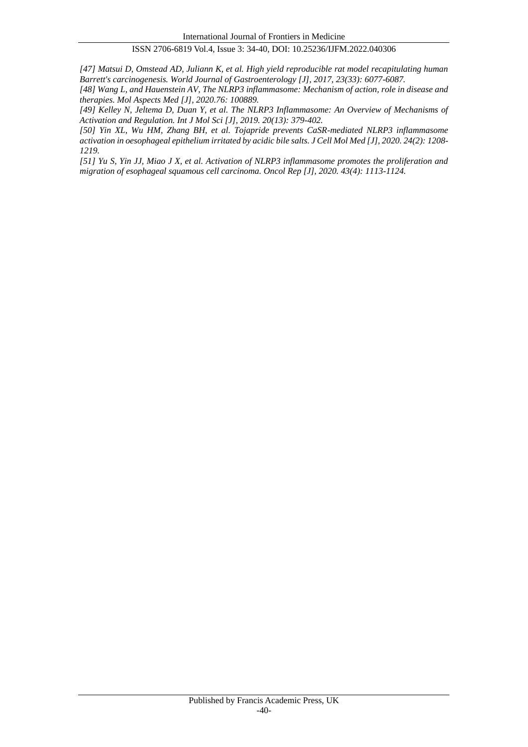*[47] Matsui D, Omstead AD, Juliann K, et al. High yield reproducible rat model recapitulating human Barrett's carcinogenesis. World Journal of Gastroenterology [J], 2017, 23(33): 6077-6087.*

*[48] Wang L, and Hauenstein AV, The NLRP3 inflammasome: Mechanism of action, role in disease and therapies. Mol Aspects Med [J], 2020.76: 100889.*

*[49] Kelley N, Jeltema D, Duan Y, et al. The NLRP3 Inflammasome: An Overview of Mechanisms of Activation and Regulation. Int J Mol Sci [J], 2019. 20(13): 379-402.*

*[50] Yin XL, Wu HM, Zhang BH, et al. Tojapride prevents CaSR-mediated NLRP3 inflammasome activation in oesophageal epithelium irritated by acidic bile salts. J Cell Mol Med [J], 2020. 24(2): 1208-1219.*

*[51] Yu S, Yin JJ, Miao J X, et al. Activation of NLRP3 inflammasome promotes the proliferation and migration of esophageal squamous cell carcinoma. Oncol Rep [J], 2020. 43(4): 1113-1124.*